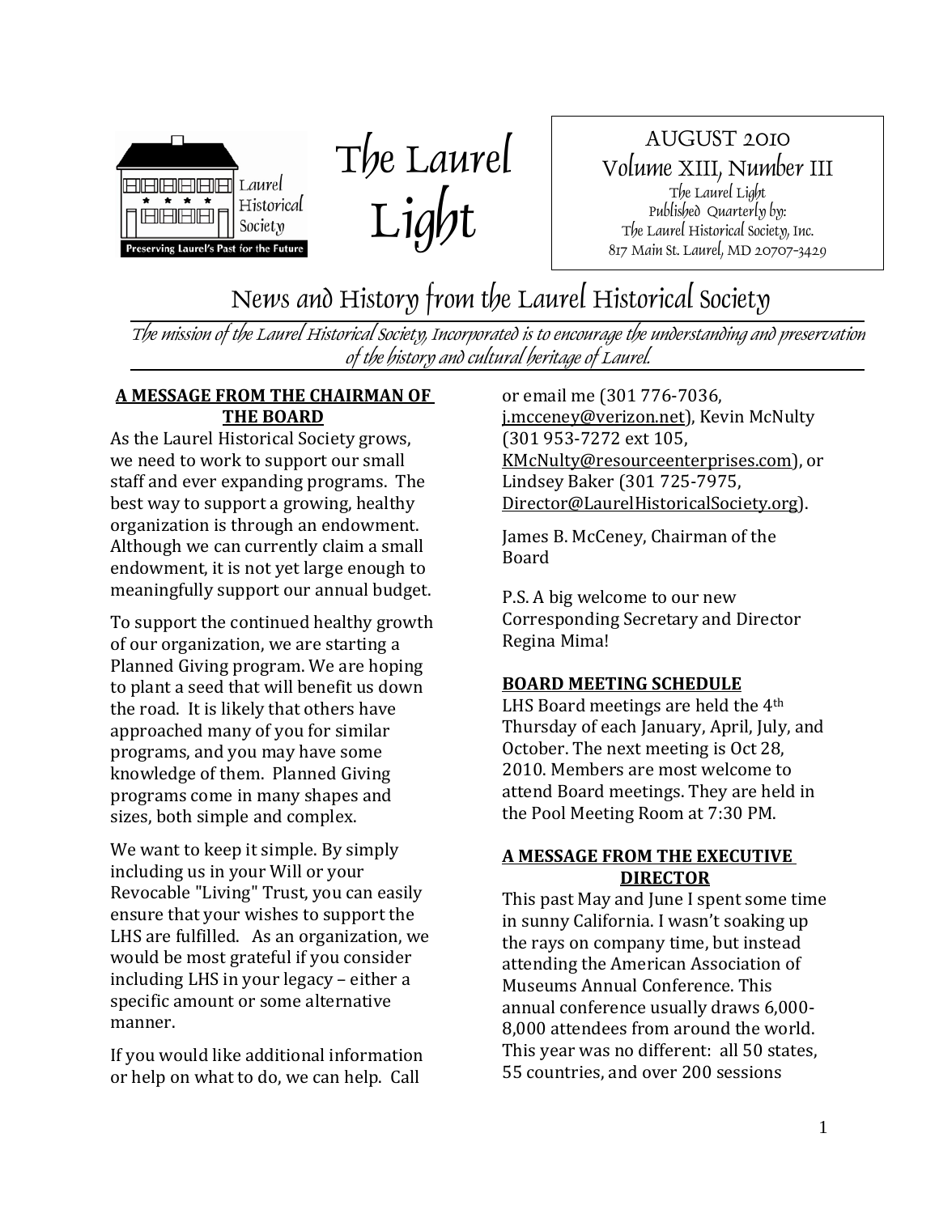# The Laurel Light

AUGUST 2010
Volume XIII, Number III
The Laurel Light
Published Quarterly by:
The Laurel Historical Society, Inc.
817 Main St. Laurel, MD 20707-3429

## News and History from the Laurel Historical Society

*The mission of the Laurel Historical Society, Incorporated is to encourage the understanding and preservation of the history and cultural heritage of Laurel.*

### A MESSAGE FROM THE CHAIRMAN OF THE BOARD

As the Laurel Historical Society grows, we need to work to support our small staff and ever expanding programs. The best way to support a growing, healthy organization is through an endowment. Although we can currently claim a small endowment, it is not yet large enough to meaningfully support our annual budget.

To support the continued healthy growth of our organization, we are starting a Planned Giving program. We are hoping to plant a seed that will benefit us down the road. It is likely that others have approached many of you for similar programs, and you may have some knowledge of them. Planned Giving programs come in many shapes and sizes, both simple and complex.

We want to keep it simple. By simply including us in your Will or your Revocable "Living" Trust, you can easily ensure that your wishes to support the LHS are fulfilled. As an organization, we would be most grateful if you consider including LHS in your legacy – either a specific amount or some alternative manner.

If you would like additional information or help on what to do, we can help. Call or email me (301 776-7036, j.mcceney@verizon.net), Kevin McNulty (301 953-7272 ext 105, KMcNulty@resourceenterprises.com), or Lindsey Baker (301 725-7975, Director@LaurelHistoricalSociety.org).

James B. McCeney, Chairman of the Board

P.S. A big welcome to our new Corresponding Secretary and Director Regina Mima!

### BOARD MEETING SCHEDULE

LHS Board meetings are held the 4th Thursday of each January, April, July, and October. The next meeting is Oct 28, 2010. Members are most welcome to attend Board meetings. They are held in the Pool Meeting Room at 7:30 PM.

### A MESSAGE FROM THE EXECUTIVE DIRECTOR

This past May and June I spent some time in sunny California. I wasn't soaking up the rays on company time, but instead attending the American Association of Museums Annual Conference. This annual conference usually draws 6,000-8,000 attendees from around the world. This year was no different: all 50 states, 55 countries, and over 200 sessions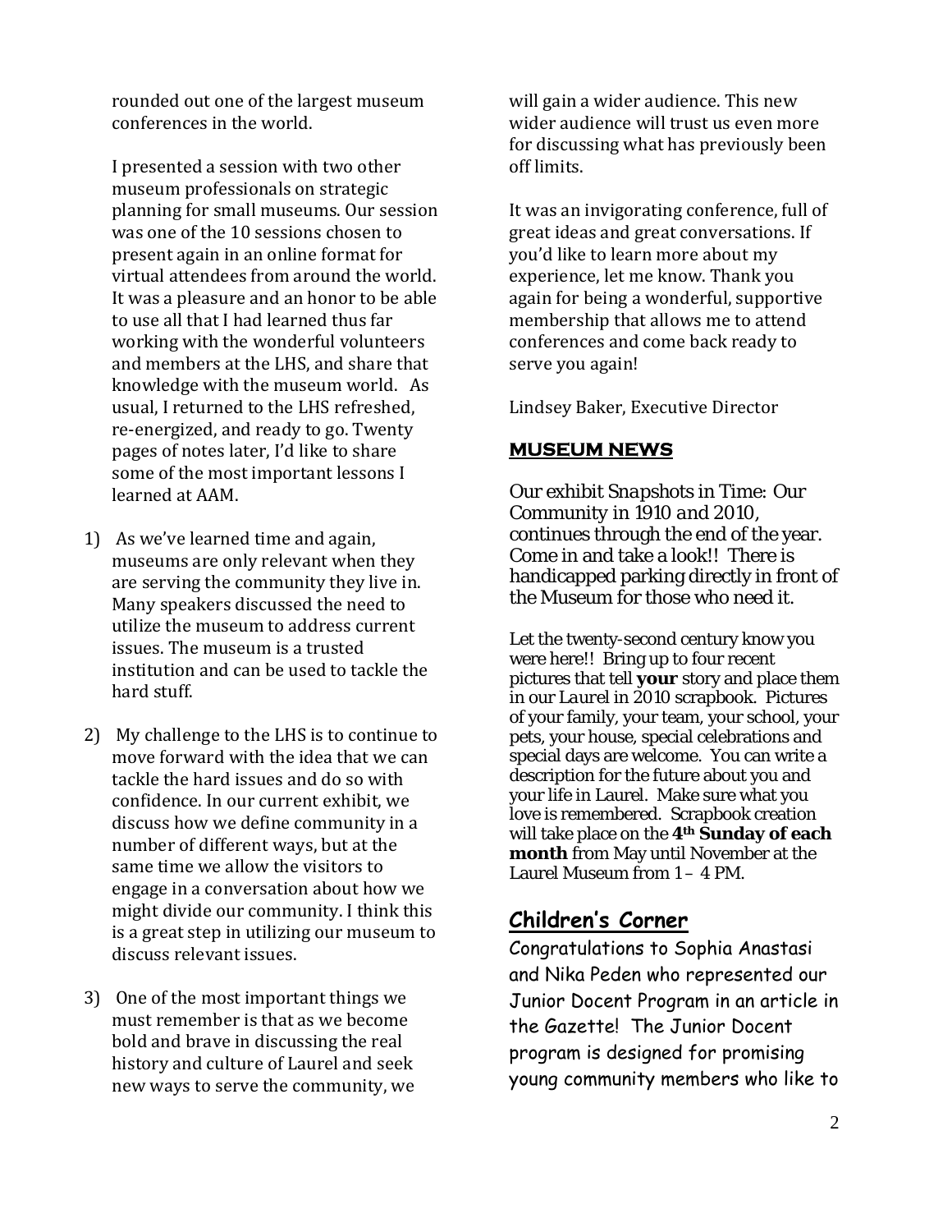rounded out one of the largest museum conferences in the world.

I presented a session with two other museum professionals on strategic planning for small museums. Our session was one of the 10 sessions chosen to present again in an online format for virtual attendees from around the world. It was a pleasure and an honor to be able to use all that I had learned thus far working with the wonderful volunteers and members at the LHS, and share that knowledge with the museum world. As usual, I returned to the LHS refreshed, re-energized, and ready to go. Twenty pages of notes later, I'd like to share some of the most important lessons I learned at AAM.

1) As we've learned time and again, museums are only relevant when they are serving the community they live in. Many speakers discussed the need to utilize the museum to address current issues. The museum is a trusted institution and can be used to tackle the hard stuff.

2) My challenge to the LHS is to continue to move forward with the idea that we can tackle the hard issues and do so with confidence. In our current exhibit, we discuss how we define community in a number of different ways, but at the same time we allow the visitors to engage in a conversation about how we might divide our community. I think this is a great step in utilizing our museum to discuss relevant issues.

3) One of the most important things we must remember is that as we become bold and brave in discussing the real history and culture of Laurel and seek new ways to serve the community, we will gain a wider audience. This new wider audience will trust us even more for discussing what has previously been off limits.

It was an invigorating conference, full of great ideas and great conversations. If you'd like to learn more about my experience, let me know. Thank you again for being a wonderful, supportive membership that allows me to attend conferences and come back ready to serve you again!

Lindsey Baker, Executive Director

## MUSEUM NEWS

Our exhibit Snapshots in Time: Our Community in 1910 and 2010, continues through the end of the year. Come in and take a look!! There is handicapped parking directly in front of the Museum for those who need it.

Let the twenty-second century know you were here!! Bring up to four recent pictures that tell **your** story and place them in our Laurel in 2010 scrapbook. Pictures of your family, your team, your school, your pets, your house, special celebrations and special days are welcome. You can write a description for the future about you and your life in Laurel. Make sure what you love is remembered. Scrapbook creation will take place on the **4th Sunday of each month** from May until November at the Laurel Museum from 1 – 4 PM.

## Children's Corner

Congratulations to Sophia Anastasi and Nika Peden who represented our Junior Docent Program in an article in the Gazette! The Junior Docent program is designed for promising young community members who like to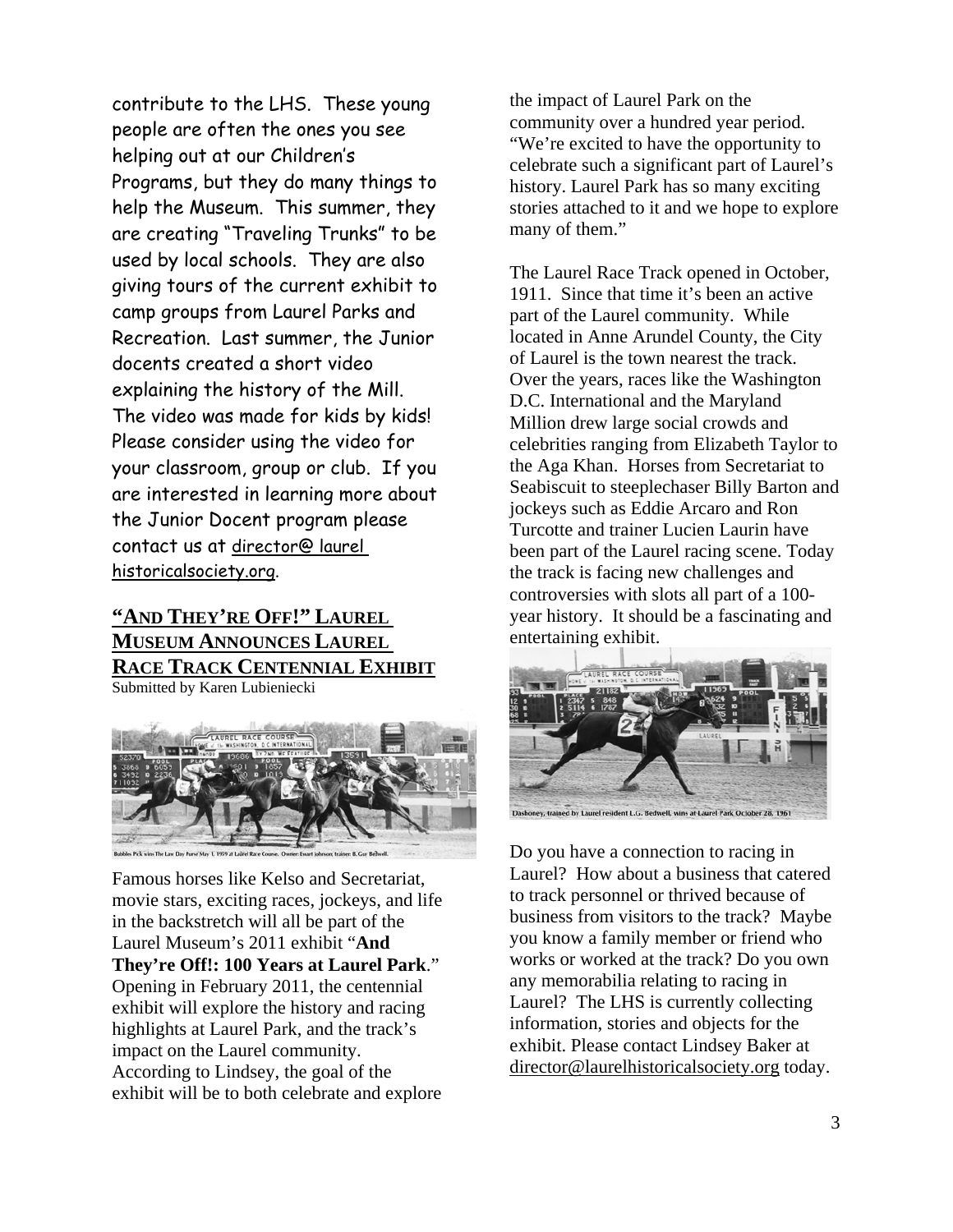contribute to the LHS. These young people are often the ones you see helping out at our Children's Programs, but they do many things to help the Museum. This summer, they are creating "Traveling Trunks" to be used by local schools. They are also giving tours of the current exhibit to camp groups from Laurel Parks and Recreation. Last summer, the Junior docents created a short video explaining the history of the Mill. The video was made for kids by kids! Please consider using the video for your classroom, group or club. If you are interested in learning more about the Junior Docent program please contact us at director@ laurel historicalsociety.org.

## "AND THEY'RE OFF!" LAUREL MUSEUM ANNOUNCES LAUREL RACE TRACK CENTENNIAL EXHIBIT

Submitted by Karen Lubieniecki

Bubbles Pick wins The Law Day Purse May 1, 1959 at Laurel Race Course. Owner: Ewart Johnson; trainer: B. Gur Bedwell.

Famous horses like Kelso and Secretariat, movie stars, exciting races, jockeys, and life in the backstretch will all be part of the Laurel Museum's 2011 exhibit "**And They're Off!: 100 Years at Laurel Park**." Opening in February 2011, the centennial exhibit will explore the history and racing highlights at Laurel Park, and the track's impact on the Laurel community. According to Lindsey, the goal of the exhibit will be to both celebrate and explore the impact of Laurel Park on the community over a hundred year period. "We're excited to have the opportunity to celebrate such a significant part of Laurel's history. Laurel Park has so many exciting stories attached to it and we hope to explore many of them."

The Laurel Race Track opened in October, 1911. Since that time it's been an active part of the Laurel community. While located in Anne Arundel County, the City of Laurel is the town nearest the track. Over the years, races like the Washington D.C. International and the Maryland Million drew large social crowds and celebrities ranging from Elizabeth Taylor to the Aga Khan. Horses from Secretariat to Seabiscuit to steeplechaser Billy Barton and jockeys such as Eddie Arcaro and Ron Turcotte and trainer Lucien Laurin have been part of the Laurel racing scene. Today the track is facing new challenges and controversies with slots all part of a 100-year history. It should be a fascinating and entertaining exhibit.

Dashoney, trained by Laurel resident L.G. Bedwell, wins at Laurel Park October 28, 1961

Do you have a connection to racing in Laurel? How about a business that catered to track personnel or thrived because of business from visitors to the track? Maybe you know a family member or friend who works or worked at the track? Do you own any memorabilia relating to racing in Laurel? The LHS is currently collecting information, stories and objects for the exhibit. Please contact Lindsey Baker at director@laurelhistoricalsociety.org today.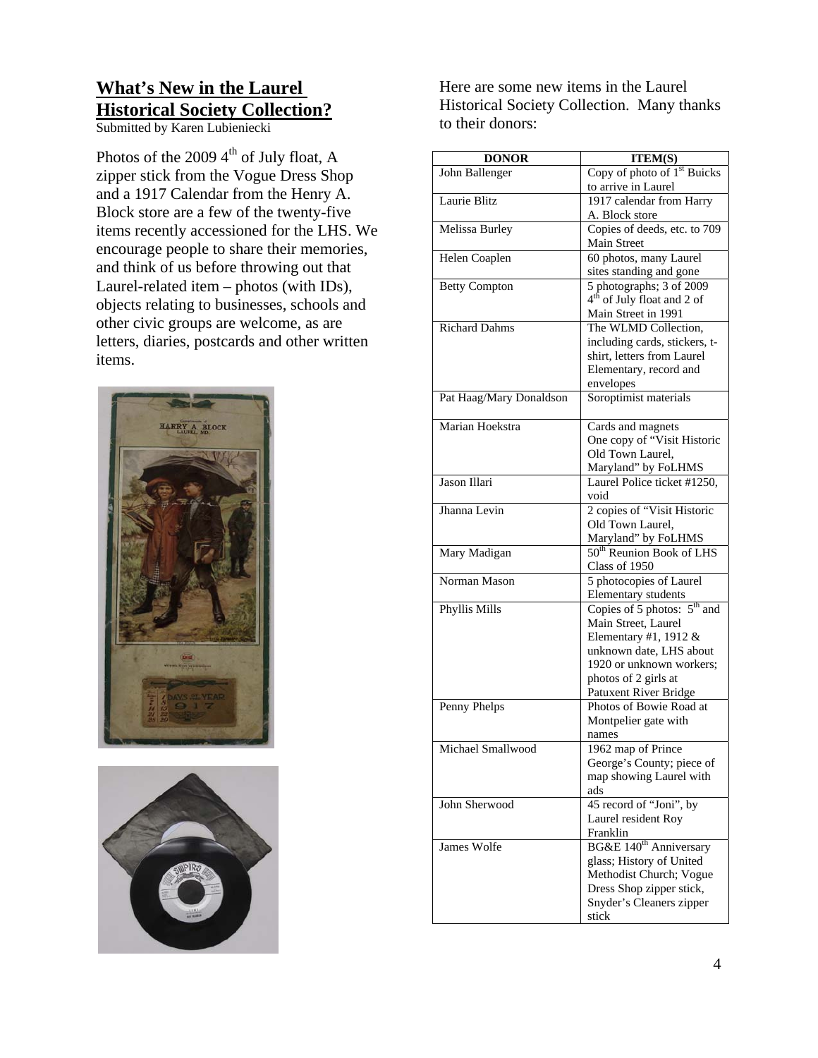## What's New in the Laurel Historical Society Collection?

Submitted by Karen Lubieniecki

Photos of the 2009 4th of July float, A zipper stick from the Vogue Dress Shop and a 1917 Calendar from the Henry A. Block store are a few of the twenty-five items recently accessioned for the LHS. We encourage people to share their memories, and think of us before throwing out that Laurel-related item – photos (with IDs), objects relating to businesses, schools and other civic groups are welcome, as are letters, diaries, postcards and other written items.

Here are some new items in the Laurel Historical Society Collection. Many thanks to their donors:

| DONOR | ITEM(S) |
|---|---|
| John Ballenger | Copy of photo of 1st Buicks to arrive in Laurel |
| Laurie Blitz | 1917 calendar from Harry A. Block store |
| Melissa Burley | Copies of deeds, etc. to 709 Main Street |
| Helen Coaplen | 60 photos, many Laurel sites standing and gone |
| Betty Compton | 5 photographs; 3 of 2009 4th of July float and 2 of Main Street in 1991 |
| Richard Dahms | The WLMD Collection, including cards, stickers, t-shirt, letters from Laurel Elementary, record and envelopes |
| Pat Haag/Mary Donaldson | Soroptimist materials |
| Marian Hoekstra | Cards and magnets One copy of "Visit Historic Old Town Laurel, Maryland" by FoLHMS |
| Jason Illari | Laurel Police ticket #1250, void |
| Jhanna Levin | 2 copies of "Visit Historic Old Town Laurel, Maryland" by FoLHMS |
| Mary Madigan | 50th Reunion Book of LHS Class of 1950 |
| Norman Mason | 5 photocopies of Laurel Elementary students |
| Phyllis Mills | Copies of 5 photos: 5th and Main Street, Laurel Elementary #1, 1912 & unknown date, LHS about 1920 or unknown workers; photos of 2 girls at Patuxent River Bridge |
| Penny Phelps | Photos of Bowie Road at Montpelier gate with names |
| Michael Smallwood | 1962 map of Prince George's County; piece of map showing Laurel with ads |
| John Sherwood | 45 record of "Joni", by Laurel resident Roy Franklin |
| James Wolfe | BG&E 140th Anniversary glass; History of United Methodist Church; Vogue Dress Shop zipper stick, Snyder's Cleaners zipper stick |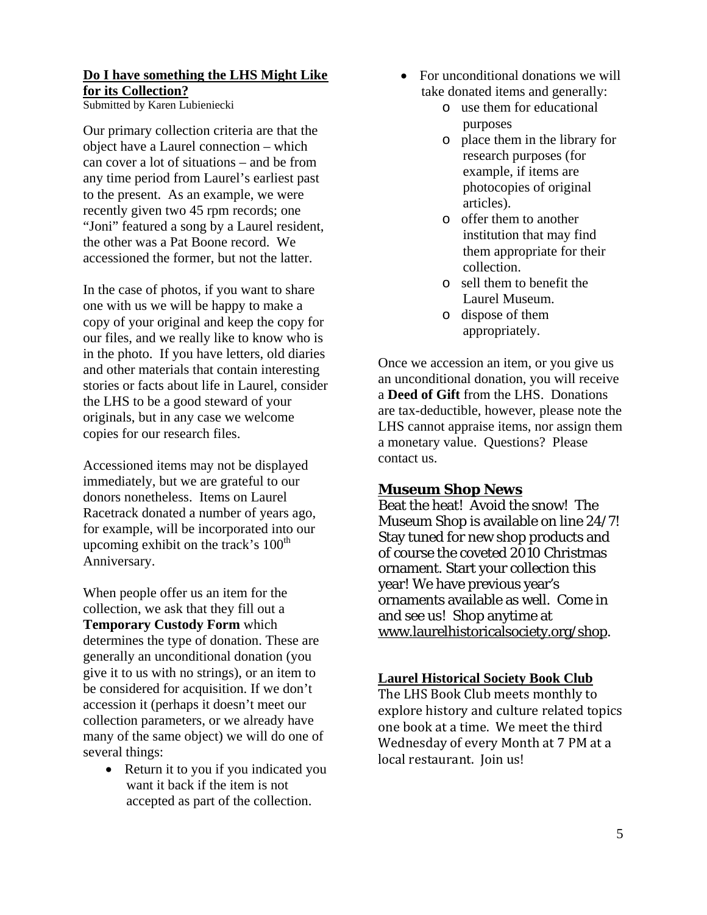## Do I have something the LHS Might Like for its Collection?

Submitted by Karen Lubieniecki

Our primary collection criteria are that the object have a Laurel connection – which can cover a lot of situations – and be from any time period from Laurel's earliest past to the present. As an example, we were recently given two 45 rpm records; one "Joni" featured a song by a Laurel resident, the other was a Pat Boone record. We accessioned the former, but not the latter.

In the case of photos, if you want to share one with us we will be happy to make a copy of your original and keep the copy for our files, and we really like to know who is in the photo. If you have letters, old diaries and other materials that contain interesting stories or facts about life in Laurel, consider the LHS to be a good steward of your originals, but in any case we welcome copies for our research files.

Accessioned items may not be displayed immediately, but we are grateful to our donors nonetheless. Items on Laurel Racetrack donated a number of years ago, for example, will be incorporated into our upcoming exhibit on the track's 100th Anniversary.

When people offer us an item for the collection, we ask that they fill out a **Temporary Custody Form** which determines the type of donation. These are generally an unconditional donation (you give it to us with no strings), or an item to be considered for acquisition. If we don't accession it (perhaps it doesn't meet our collection parameters, or we already have many of the same object) we will do one of several things:

- Return it to you if you indicated you want it back if the item is not accepted as part of the collection.
- For unconditional donations we will take donated items and generally:
  - use them for educational purposes
  - place them in the library for research purposes (for example, if items are photocopies of original articles).
  - offer them to another institution that may find them appropriate for their collection.
  - sell them to benefit the Laurel Museum.
  - dispose of them appropriately.

Once we accession an item, or you give us an unconditional donation, you will receive a **Deed of Gift** from the LHS. Donations are tax-deductible, however, please note the LHS cannot appraise items, nor assign them a monetary value. Questions? Please contact us.

## Museum Shop News

Beat the heat! Avoid the snow! The Museum Shop is available on line 24/7! Stay tuned for new shop products and of course the coveted 2010 Christmas ornament. Start your collection this year! We have previous year's ornaments available as well. Come in and see us! Shop anytime at www.laurelhistoricalsociety.org/shop.

## Laurel Historical Society Book Club

The LHS Book Club meets monthly to explore history and culture related topics one book at a time. We meet the third Wednesday of every Month at 7 PM at a local restaurant. Join us!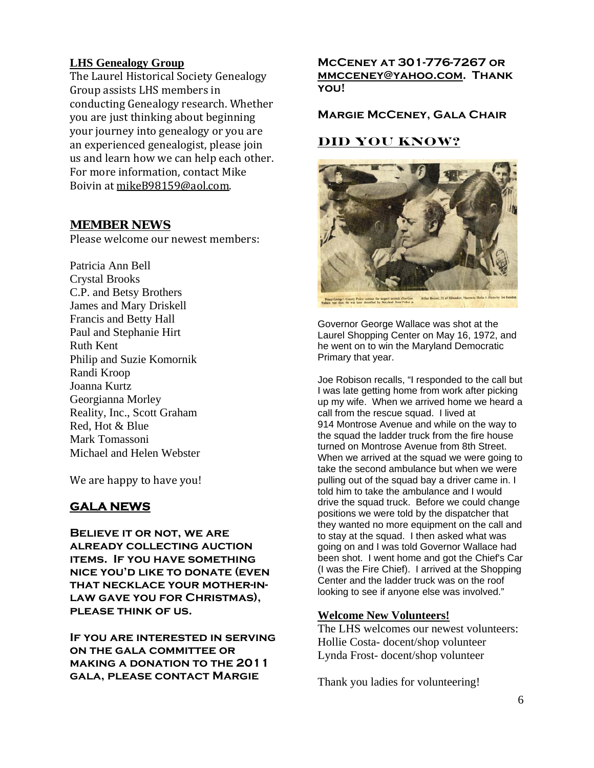## LHS Genealogy Group

The Laurel Historical Society Genealogy Group assists LHS members in conducting Genealogy research. Whether you are just thinking about beginning your journey into genealogy or you are an experienced genealogist, please join us and learn how we can help each other. For more information, contact Mike Boivin at mikeB98159@aol.com.

## MEMBER NEWS

Please welcome our newest members:

Patricia Ann Bell
Crystal Brooks
C.P. and Betsy Brothers
James and Mary Driskell
Francis and Betty Hall
Paul and Stephanie Hirt
Ruth Kent
Philip and Suzie Komornik
Randi Kroop
Joanna Kurtz
Georgianna Morley
Reality, Inc., Scott Graham
Red, Hot & Blue
Mark Tomassoni
Michael and Helen Webster

We are happy to have you!

## GALA NEWS

**BELIEVE IT OR NOT, WE ARE ALREADY COLLECTING AUCTION ITEMS. IF YOU HAVE SOMETHING NICE YOU'D LIKE TO DONATE (EVEN THAT NECKLACE YOUR MOTHER-IN-LAW GAVE YOU FOR CHRISTMAS), PLEASE THINK OF US.**

**IF YOU ARE INTERESTED IN SERVING ON THE GALA COMMITTEE OR MAKING A DONATION TO THE 2011 GALA, PLEASE CONTACT MARGIE MCCENEY AT 301-776-7267 OR MMCCENEY@YAHOO.COM. THANK YOU!**

**MARGIE MCCENEY, GALA CHAIR**

## DID YOU KNOW?

Prince George's County Police restrain the suspect seconds after Gov. Wallace was shot. He was later identified by Maryland State Police as Arthur Bremer, 21, of Milwaukee, Wisconsin Media A - Photo by Joe Ramirez.

Governor George Wallace was shot at the Laurel Shopping Center on May 16, 1972, and he went on to win the Maryland Democratic Primary that year.

Joe Robison recalls, "I responded to the call but I was late getting home from work after picking up my wife. When we arrived home we heard a call from the rescue squad. I lived at 914 Montrose Avenue and while on the way to the squad the ladder truck from the fire house turned on Montrose Avenue from 8th Street. When we arrived at the squad we were going to take the second ambulance but when we were pulling out of the squad bay a driver came in. I told him to take the ambulance and I would drive the squad truck. Before we could change positions we were told by the dispatcher that they wanted no more equipment on the call and to stay at the squad. I then asked what was going on and I was told Governor Wallace had been shot. I went home and got the Chief's Car (I was the Fire Chief). I arrived at the Shopping Center and the ladder truck was on the roof looking to see if anyone else was involved."

### Welcome New Volunteers!

The LHS welcomes our newest volunteers:
Hollie Costa- docent/shop volunteer
Lynda Frost- docent/shop volunteer

Thank you ladies for volunteering!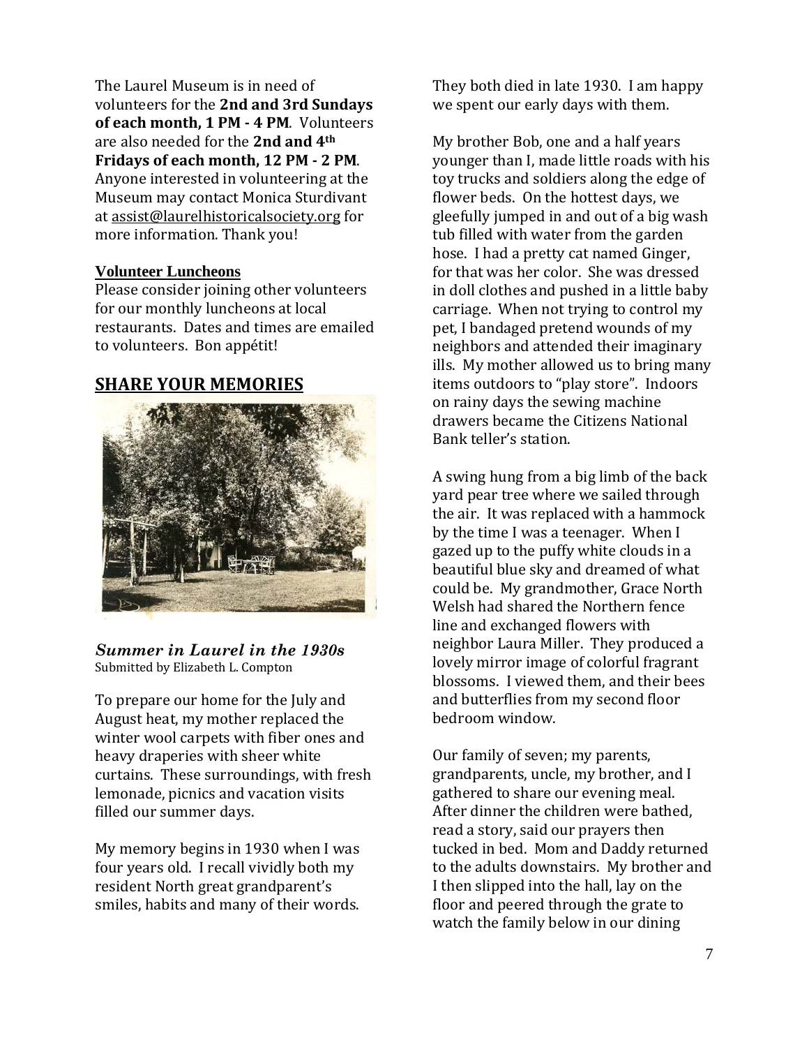The Laurel Museum is in need of volunteers for the **2nd and 3rd Sundays of each month, 1 PM - 4 PM**. Volunteers are also needed for the **2nd and 4th Fridays of each month, 12 PM - 2 PM**. Anyone interested in volunteering at the Museum may contact Monica Sturdivant at assist@laurelhistoricalsociety.org for more information. Thank you!

### Volunteer Luncheons

Please consider joining other volunteers for our monthly luncheons at local restaurants. Dates and times are emailed to volunteers. Bon appétit!

## SHARE YOUR MEMORIES

***Summer in Laurel in the 1930s***
Submitted by Elizabeth L. Compton

To prepare our home for the July and August heat, my mother replaced the winter wool carpets with fiber ones and heavy draperies with sheer white curtains. These surroundings, with fresh lemonade, picnics and vacation visits filled our summer days.

My memory begins in 1930 when I was four years old. I recall vividly both my resident North great grandparent's smiles, habits and many of their words. They both died in late 1930. I am happy we spent our early days with them.

My brother Bob, one and a half years younger than I, made little roads with his toy trucks and soldiers along the edge of flower beds. On the hottest days, we gleefully jumped in and out of a big wash tub filled with water from the garden hose. I had a pretty cat named Ginger, for that was her color. She was dressed in doll clothes and pushed in a little baby carriage. When not trying to control my pet, I bandaged pretend wounds of my neighbors and attended their imaginary ills. My mother allowed us to bring many items outdoors to "play store". Indoors on rainy days the sewing machine drawers became the Citizens National Bank teller's station.

A swing hung from a big limb of the back yard pear tree where we sailed through the air. It was replaced with a hammock by the time I was a teenager. When I gazed up to the puffy white clouds in a beautiful blue sky and dreamed of what could be. My grandmother, Grace North Welsh had shared the Northern fence line and exchanged flowers with neighbor Laura Miller. They produced a lovely mirror image of colorful fragrant blossoms. I viewed them, and their bees and butterflies from my second floor bedroom window.

Our family of seven; my parents, grandparents, uncle, my brother, and I gathered to share our evening meal. After dinner the children were bathed, read a story, said our prayers then tucked in bed. Mom and Daddy returned to the adults downstairs. My brother and I then slipped into the hall, lay on the floor and peered through the grate to watch the family below in our dining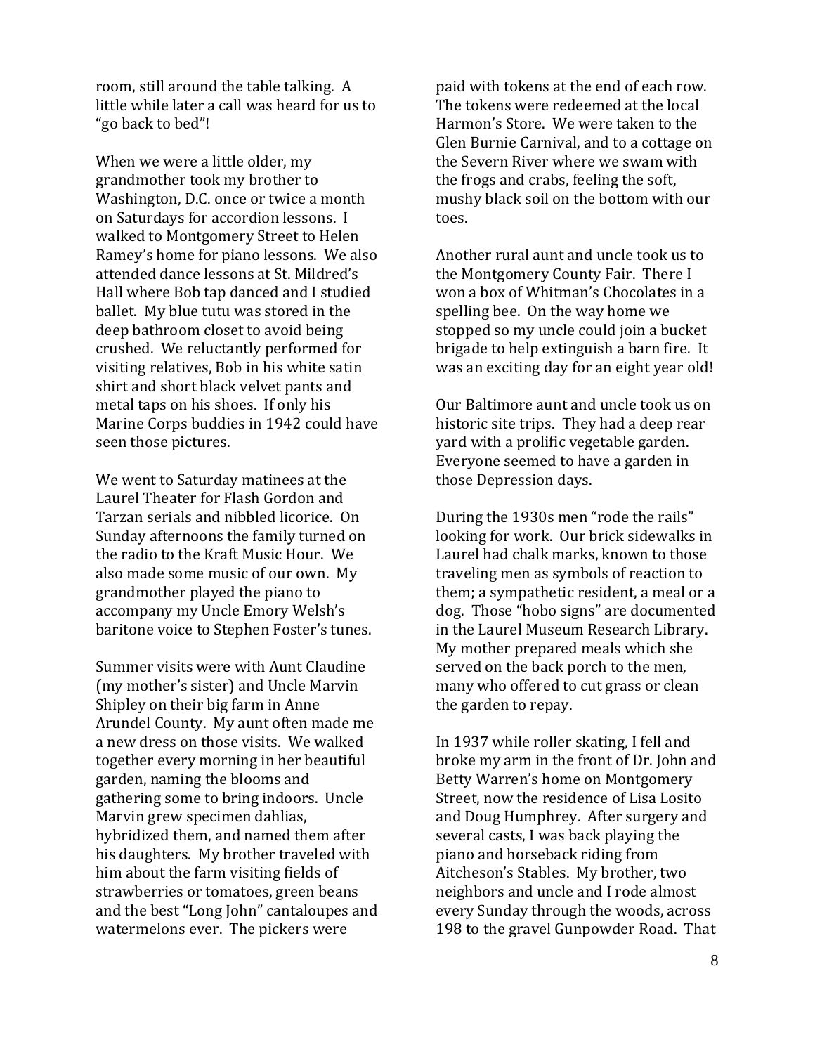room, still around the table talking. A little while later a call was heard for us to "go back to bed"!

When we were a little older, my grandmother took my brother to Washington, D.C. once or twice a month on Saturdays for accordion lessons. I walked to Montgomery Street to Helen Ramey's home for piano lessons. We also attended dance lessons at St. Mildred's Hall where Bob tap danced and I studied ballet. My blue tutu was stored in the deep bathroom closet to avoid being crushed. We reluctantly performed for visiting relatives, Bob in his white satin shirt and short black velvet pants and metal taps on his shoes. If only his Marine Corps buddies in 1942 could have seen those pictures.

We went to Saturday matinees at the Laurel Theater for Flash Gordon and Tarzan serials and nibbled licorice. On Sunday afternoons the family turned on the radio to the Kraft Music Hour. We also made some music of our own. My grandmother played the piano to accompany my Uncle Emory Welsh's baritone voice to Stephen Foster's tunes.

Summer visits were with Aunt Claudine (my mother's sister) and Uncle Marvin Shipley on their big farm in Anne Arundel County. My aunt often made me a new dress on those visits. We walked together every morning in her beautiful garden, naming the blooms and gathering some to bring indoors. Uncle Marvin grew specimen dahlias, hybridized them, and named them after his daughters. My brother traveled with him about the farm visiting fields of strawberries or tomatoes, green beans and the best "Long John" cantaloupes and watermelons ever. The pickers were paid with tokens at the end of each row. The tokens were redeemed at the local Harmon's Store. We were taken to the Glen Burnie Carnival, and to a cottage on the Severn River where we swam with the frogs and crabs, feeling the soft, mushy black soil on the bottom with our toes.

Another rural aunt and uncle took us to the Montgomery County Fair. There I won a box of Whitman's Chocolates in a spelling bee. On the way home we stopped so my uncle could join a bucket brigade to help extinguish a barn fire. It was an exciting day for an eight year old!

Our Baltimore aunt and uncle took us on historic site trips. They had a deep rear yard with a prolific vegetable garden. Everyone seemed to have a garden in those Depression days.

During the 1930s men "rode the rails" looking for work. Our brick sidewalks in Laurel had chalk marks, known to those traveling men as symbols of reaction to them; a sympathetic resident, a meal or a dog. Those "hobo signs" are documented in the Laurel Museum Research Library. My mother prepared meals which she served on the back porch to the men, many who offered to cut grass or clean the garden to repay.

In 1937 while roller skating, I fell and broke my arm in the front of Dr. John and Betty Warren's home on Montgomery Street, now the residence of Lisa Losito and Doug Humphrey. After surgery and several casts, I was back playing the piano and horseback riding from Aitcheson's Stables. My brother, two neighbors and uncle and I rode almost every Sunday through the woods, across 198 to the gravel Gunpowder Road. That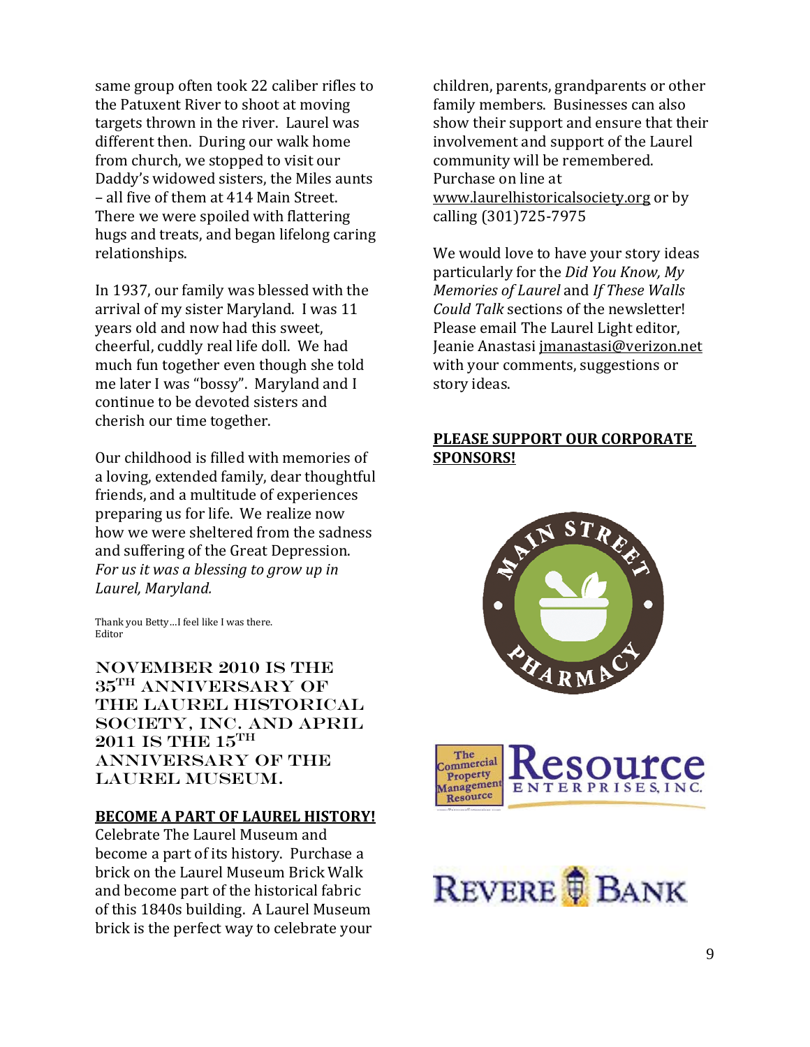same group often took 22 caliber rifles to the Patuxent River to shoot at moving targets thrown in the river. Laurel was different then. During our walk home from church, we stopped to visit our Daddy's widowed sisters, the Miles aunts – all five of them at 414 Main Street. There we were spoiled with flattering hugs and treats, and began lifelong caring relationships.

In 1937, our family was blessed with the arrival of my sister Maryland. I was 11 years old and now had this sweet, cheerful, cuddly real life doll. We had much fun together even though she told me later I was "bossy". Maryland and I continue to be devoted sisters and cherish our time together.

Our childhood is filled with memories of a loving, extended family, dear thoughtful friends, and a multitude of experiences preparing us for life. We realize now how we were sheltered from the sadness and suffering of the Great Depression. *For us it was a blessing to grow up in Laurel, Maryland.*

Thank you Betty…I feel like I was there.
Editor

## November 2010 is the 35th Anniversary of The Laurel Historical Society, Inc. and April 2011 is the 15th Anniversary of the Laurel Museum.

**BECOME A PART OF LAUREL HISTORY!**

Celebrate The Laurel Museum and become a part of its history. Purchase a brick on the Laurel Museum Brick Walk and become part of the historical fabric of this 1840s building. A Laurel Museum brick is the perfect way to celebrate your children, parents, grandparents or other family members. Businesses can also show their support and ensure that their involvement and support of the Laurel community will be remembered. Purchase on line at www.laurelhistoricalsociety.org or by calling (301)725-7975

We would love to have your story ideas particularly for the *Did You Know, My Memories of Laurel* and *If These Walls Could Talk* sections of the newsletter! Please email The Laurel Light editor, Jeanie Anastasi jmanastasi@verizon.net with your comments, suggestions or story ideas.

**PLEASE SUPPORT OUR CORPORATE SPONSORS!**

Main Street Pharmacy

The Commercial Property Management Resource — Resource Enterprises, Inc.

Revere Bank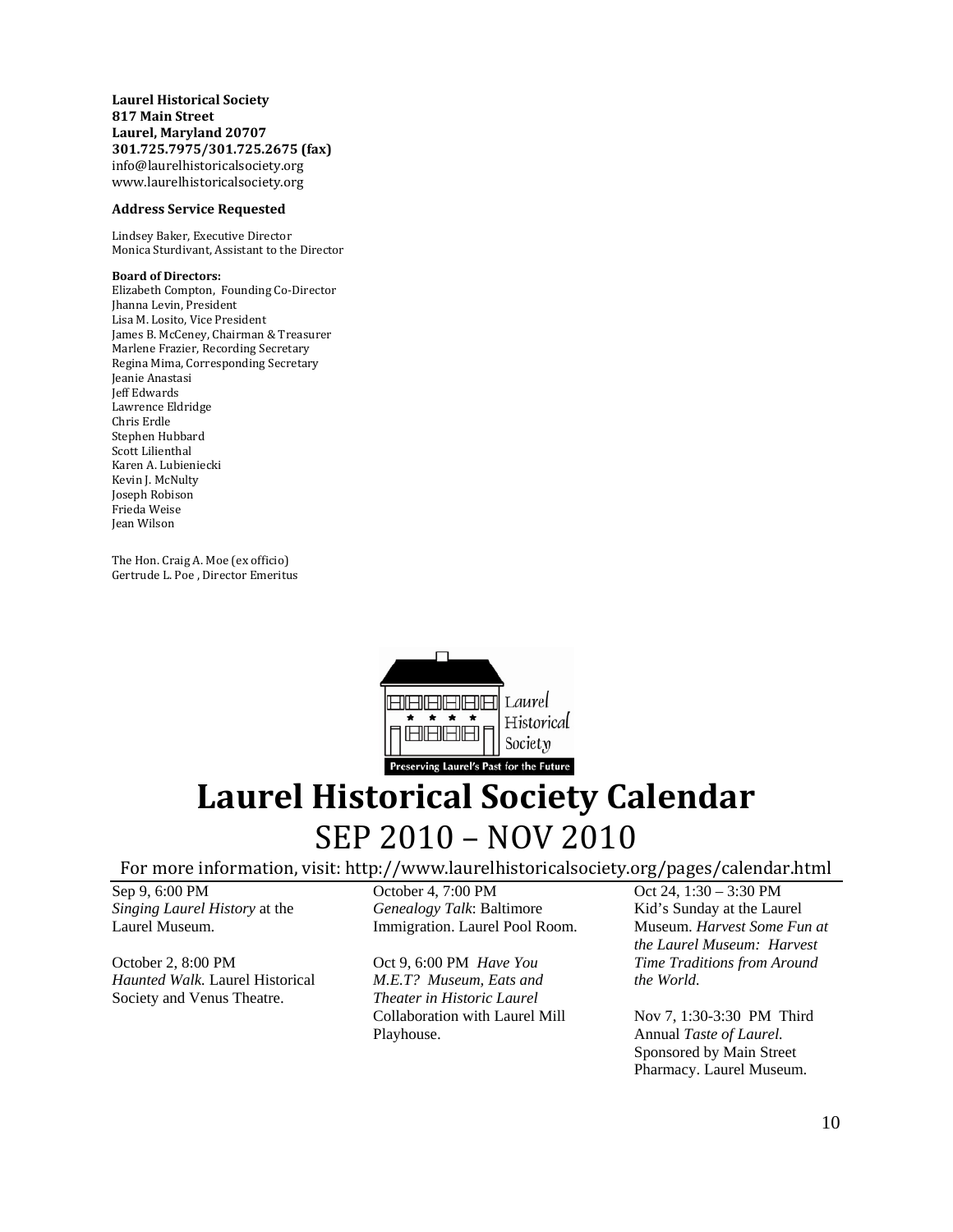**Laurel Historical Society**
**817 Main Street**
**Laurel, Maryland 20707**
**301.725.7975/301.725.2675 (fax)**
info@laurelhistoricalsociety.org
www.laurelhistoricalsociety.org

**Address Service Requested**

Lindsey Baker, Executive Director
Monica Sturdivant, Assistant to the Director

**Board of Directors:**
Elizabeth Compton, Founding Co-Director
Jhanna Levin, President
Lisa M. Losito, Vice President
James B. McCeney, Chairman & Treasurer
Marlene Frazier, Recording Secretary
Regina Mima, Corresponding Secretary
Jeanie Anastasi
Jeff Edwards
Lawrence Eldridge
Chris Erdle
Stephen Hubbard
Scott Lilienthal
Karen A. Lubieniecki
Kevin J. McNulty
Joseph Robison
Frieda Weise
Jean Wilson

The Hon. Craig A. Moe (ex officio)
Gertrude L. Poe , Director Emeritus

Laurel Historical Society
Preserving Laurel's Past for the Future

# Laurel Historical Society Calendar

## SEP 2010 – NOV 2010

For more information, visit: http://www.laurelhistoricalsociety.org/pages/calendar.html

Sep 9, 6:00 PM
*Singing Laurel History* at the Laurel Museum.

October 2, 8:00 PM
*Haunted Walk.* Laurel Historical Society and Venus Theatre.

October 4, 7:00 PM
*Genealogy Talk*: Baltimore Immigration. Laurel Pool Room.

Oct 9, 6:00 PM *Have You M.E.T? Museum, Eats and Theater in Historic Laurel* Collaboration with Laurel Mill Playhouse.

Oct 24, 1:30 – 3:30 PM
Kid's Sunday at the Laurel Museum. *Harvest Some Fun at the Laurel Museum: Harvest Time Traditions from Around the World.*

Nov 7, 1:30-3:30 PM Third Annual *Taste of Laurel.* Sponsored by Main Street Pharmacy. Laurel Museum.